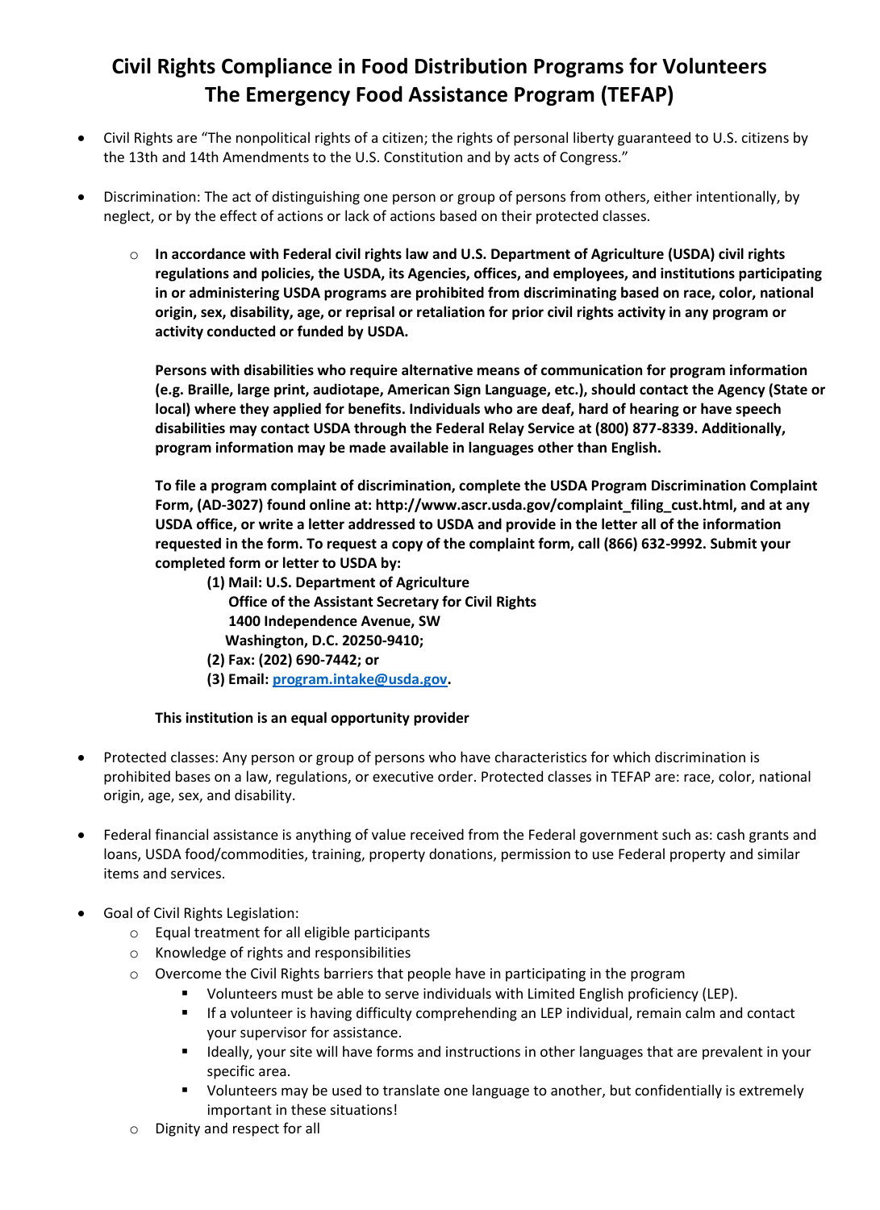# Civil Rights Compliance in Food Distribution Programs for Volunteers The Emergency Food Assistance Program (TEFAP)

- Civil Rights are "The nonpolitical rights of a citizen; the rights of personal liberty guaranteed to U.S. citizens by the 13th and 14th Amendments to the U.S. Constitution and by acts of Congress."
- Discrimination: The act of distinguishing one person or group of persons from others, either intentionally, by neglect, or by the effect of actions or lack of actions based on their protected classes.
  - **In accordance with Federal civil rights law and U.S. Department of Agriculture (USDA) civil rights regulations and policies, the USDA, its Agencies, offices, and employees, and institutions participating in or administering USDA programs are prohibited from discriminating based on race, color, national origin, sex, disability, age, or reprisal or retaliation for prior civil rights activity in any program or activity conducted or funded by USDA.**

    **Persons with disabilities who require alternative means of communication for program information (e.g. Braille, large print, audiotape, American Sign Language, etc.), should contact the Agency (State or local) where they applied for benefits. Individuals who are deaf, hard of hearing or have speech disabilities may contact USDA through the Federal Relay Service at (800) 877-8339. Additionally, program information may be made available in languages other than English.**

    **To file a program complaint of discrimination, complete the USDA Program Discrimination Complaint Form, (AD-3027) found online at: http://www.ascr.usda.gov/complaint_filing_cust.html, and at any USDA office, or write a letter addressed to USDA and provide in the letter all of the information requested in the form. To request a copy of the complaint form, call (866) 632-9992. Submit your completed form or letter to USDA by:**

    **(1) Mail: U.S. Department of Agriculture**
    **Office of the Assistant Secretary for Civil Rights**
    **1400 Independence Avenue, SW**
    **Washington, D.C. 20250-9410;**
    **(2) Fax: (202) 690-7442; or**
    **(3) Email: program.intake@usda.gov.**

    **This institution is an equal opportunity provider**

- Protected classes: Any person or group of persons who have characteristics for which discrimination is prohibited bases on a law, regulations, or executive order. Protected classes in TEFAP are: race, color, national origin, age, sex, and disability.
- Federal financial assistance is anything of value received from the Federal government such as: cash grants and loans, USDA food/commodities, training, property donations, permission to use Federal property and similar items and services.
- Goal of Civil Rights Legislation:
  - Equal treatment for all eligible participants
  - Knowledge of rights and responsibilities
  - Overcome the Civil Rights barriers that people have in participating in the program
    - Volunteers must be able to serve individuals with Limited English proficiency (LEP).
    - If a volunteer is having difficulty comprehending an LEP individual, remain calm and contact your supervisor for assistance.
    - Ideally, your site will have forms and instructions in other languages that are prevalent in your specific area.
    - Volunteers may be used to translate one language to another, but confidentially is extremely important in these situations!
  - Dignity and respect for all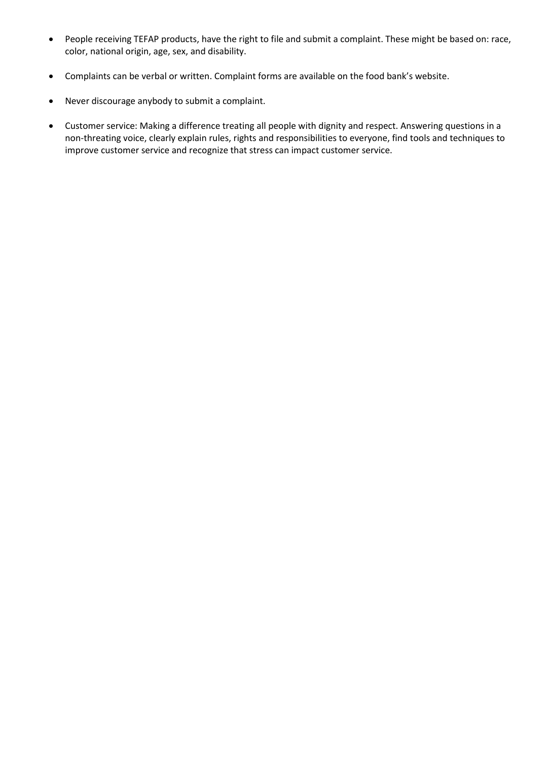- People receiving TEFAP products, have the right to file and submit a complaint. These might be based on: race, color, national origin, age, sex, and disability.
- Complaints can be verbal or written. Complaint forms are available on the food bank's website.
- Never discourage anybody to submit a complaint.
- Customer service: Making a difference treating all people with dignity and respect. Answering questions in a non-threating voice, clearly explain rules, rights and responsibilities to everyone, find tools and techniques to improve customer service and recognize that stress can impact customer service.